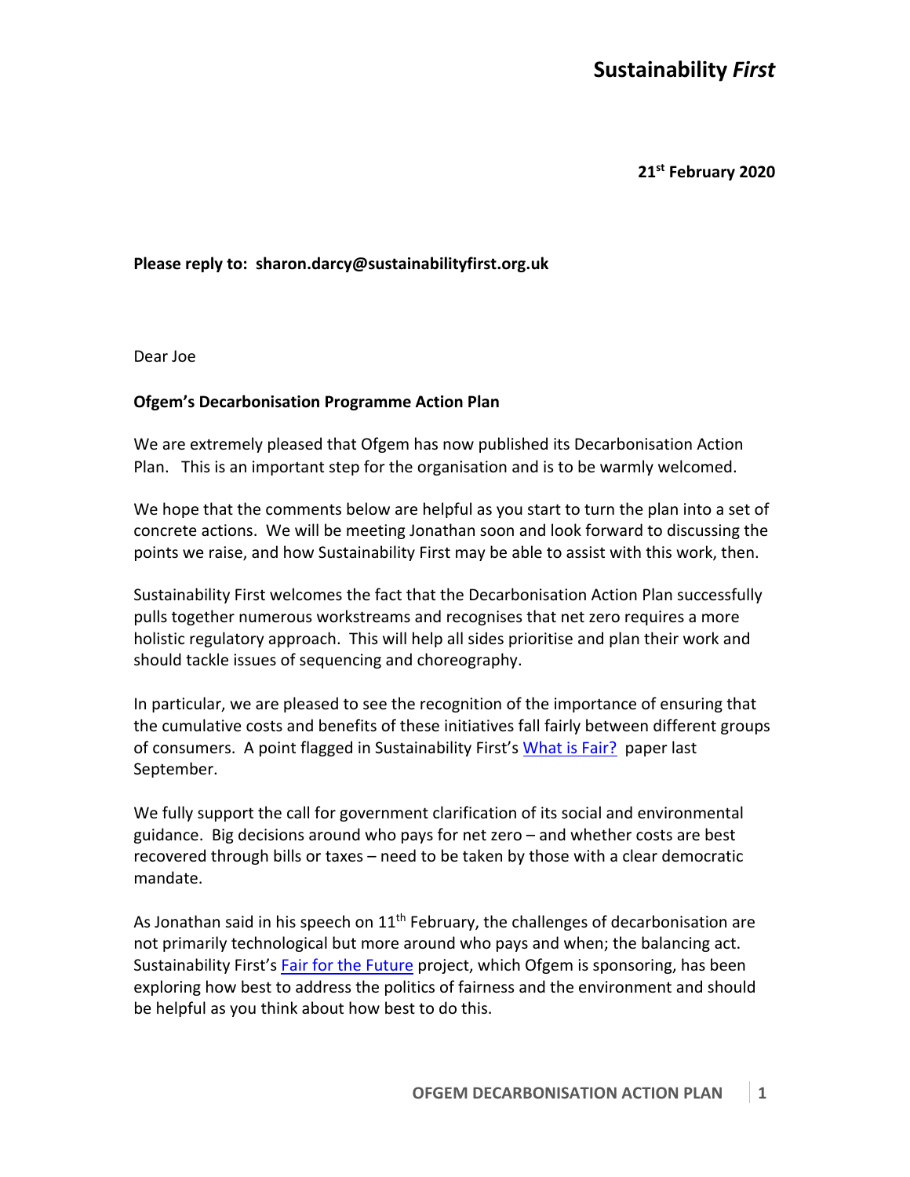**Sustainability *First***

**21st February 2020**

**Please reply to: sharon.darcy@sustainabilityfirst.org.uk**

Dear Joe

**Ofgem's Decarbonisation Programme Action Plan**

We are extremely pleased that Ofgem has now published its Decarbonisation Action Plan. This is an important step for the organisation and is to be warmly welcomed.

We hope that the comments below are helpful as you start to turn the plan into a set of concrete actions. We will be meeting Jonathan soon and look forward to discussing the points we raise, and how Sustainability First may be able to assist with this work, then.

Sustainability First welcomes the fact that the Decarbonisation Action Plan successfully pulls together numerous workstreams and recognises that net zero requires a more holistic regulatory approach. This will help all sides prioritise and plan their work and should tackle issues of sequencing and choreography.

In particular, we are pleased to see the recognition of the importance of ensuring that the cumulative costs and benefits of these initiatives fall fairly between different groups of consumers. A point flagged in Sustainability First's What is Fair? paper last September.

We fully support the call for government clarification of its social and environmental guidance. Big decisions around who pays for net zero – and whether costs are best recovered through bills or taxes – need to be taken by those with a clear democratic mandate.

As Jonathan said in his speech on 11th February, the challenges of decarbonisation are not primarily technological but more around who pays and when; the balancing act. Sustainability First's Fair for the Future project, which Ofgem is sponsoring, has been exploring how best to address the politics of fairness and the environment and should be helpful as you think about how best to do this.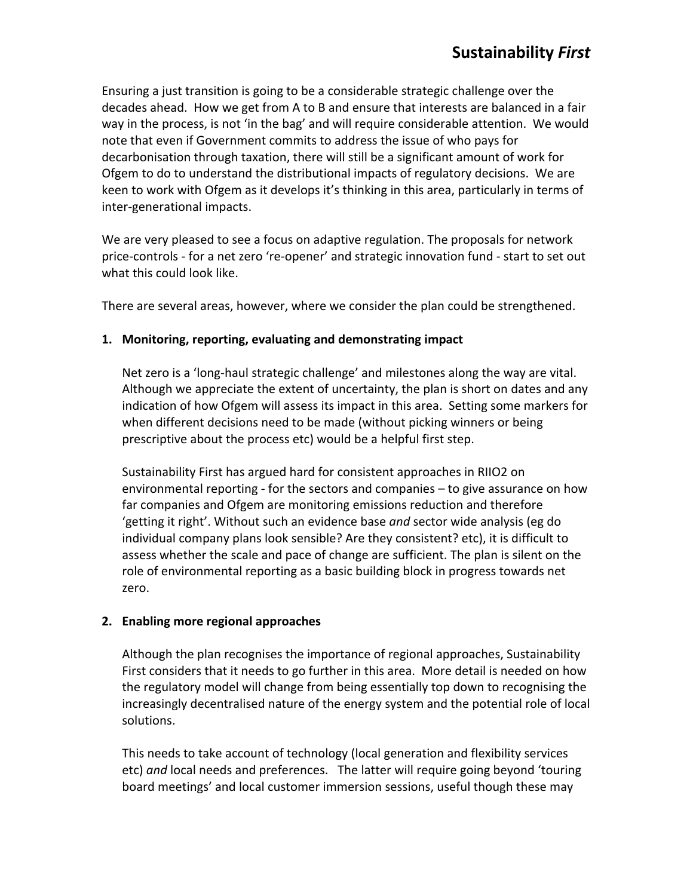Ensuring a just transition is going to be a considerable strategic challenge over the decades ahead. How we get from A to B and ensure that interests are balanced in a fair way in the process, is not 'in the bag' and will require considerable attention. We would note that even if Government commits to address the issue of who pays for decarbonisation through taxation, there will still be a significant amount of work for Ofgem to do to understand the distributional impacts of regulatory decisions. We are keen to work with Ofgem as it develops it's thinking in this area, particularly in terms of inter-generational impacts.

We are very pleased to see a focus on adaptive regulation. The proposals for network price-controls - for a net zero 're-opener' and strategic innovation fund - start to set out what this could look like.

There are several areas, however, where we consider the plan could be strengthened.

**1. Monitoring, reporting, evaluating and demonstrating impact**

Net zero is a 'long-haul strategic challenge' and milestones along the way are vital. Although we appreciate the extent of uncertainty, the plan is short on dates and any indication of how Ofgem will assess its impact in this area. Setting some markers for when different decisions need to be made (without picking winners or being prescriptive about the process etc) would be a helpful first step.

Sustainability First has argued hard for consistent approaches in RIIO2 on environmental reporting - for the sectors and companies – to give assurance on how far companies and Ofgem are monitoring emissions reduction and therefore 'getting it right'. Without such an evidence base *and* sector wide analysis (eg do individual company plans look sensible? Are they consistent? etc), it is difficult to assess whether the scale and pace of change are sufficient. The plan is silent on the role of environmental reporting as a basic building block in progress towards net zero.

**2. Enabling more regional approaches**

Although the plan recognises the importance of regional approaches, Sustainability First considers that it needs to go further in this area. More detail is needed on how the regulatory model will change from being essentially top down to recognising the increasingly decentralised nature of the energy system and the potential role of local solutions.

This needs to take account of technology (local generation and flexibility services etc) *and* local needs and preferences. The latter will require going beyond 'touring board meetings' and local customer immersion sessions, useful though these may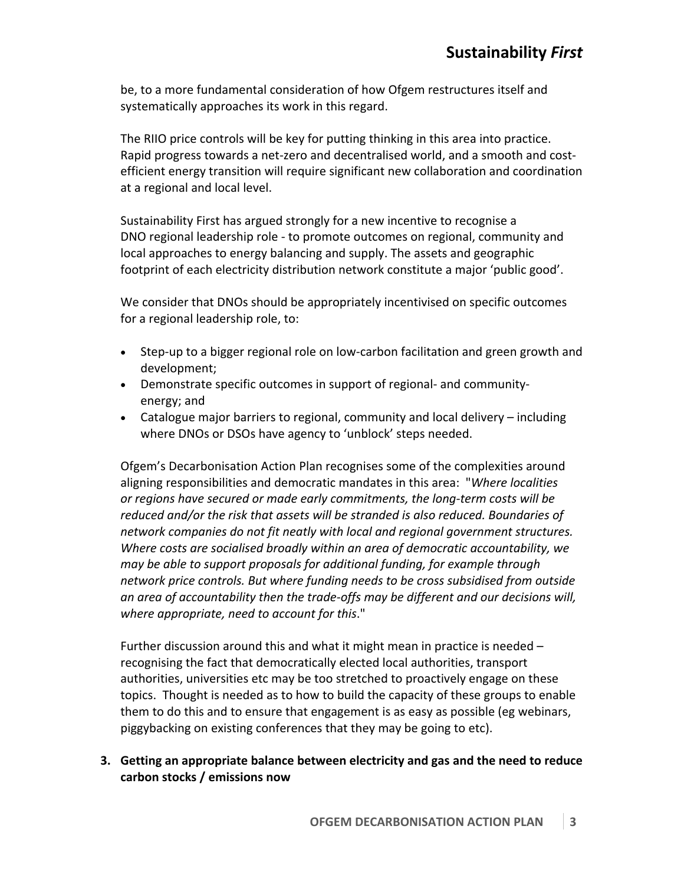be, to a more fundamental consideration of how Ofgem restructures itself and systematically approaches its work in this regard.

The RIIO price controls will be key for putting thinking in this area into practice. Rapid progress towards a net-zero and decentralised world, and a smooth and cost-efficient energy transition will require significant new collaboration and coordination at a regional and local level.

Sustainability First has argued strongly for a new incentive to recognise a DNO regional leadership role - to promote outcomes on regional, community and local approaches to energy balancing and supply. The assets and geographic footprint of each electricity distribution network constitute a major 'public good'.

We consider that DNOs should be appropriately incentivised on specific outcomes for a regional leadership role, to:

- Step-up to a bigger regional role on low-carbon facilitation and green growth and development;
- Demonstrate specific outcomes in support of regional- and community-energy; and
- Catalogue major barriers to regional, community and local delivery – including where DNOs or DSOs have agency to 'unblock' steps needed.

Ofgem's Decarbonisation Action Plan recognises some of the complexities around aligning responsibilities and democratic mandates in this area: "*Where localities or regions have secured or made early commitments, the long-term costs will be reduced and/or the risk that assets will be stranded is also reduced. Boundaries of network companies do not fit neatly with local and regional government structures. Where costs are socialised broadly within an area of democratic accountability, we may be able to support proposals for additional funding, for example through network price controls. But where funding needs to be cross subsidised from outside an area of accountability then the trade-offs may be different and our decisions will, where appropriate, need to account for this*."

Further discussion around this and what it might mean in practice is needed – recognising the fact that democratically elected local authorities, transport authorities, universities etc may be too stretched to proactively engage on these topics. Thought is needed as to how to build the capacity of these groups to enable them to do this and to ensure that engagement is as easy as possible (eg webinars, piggybacking on existing conferences that they may be going to etc).

3. **Getting an appropriate balance between electricity and gas and the need to reduce carbon stocks / emissions now**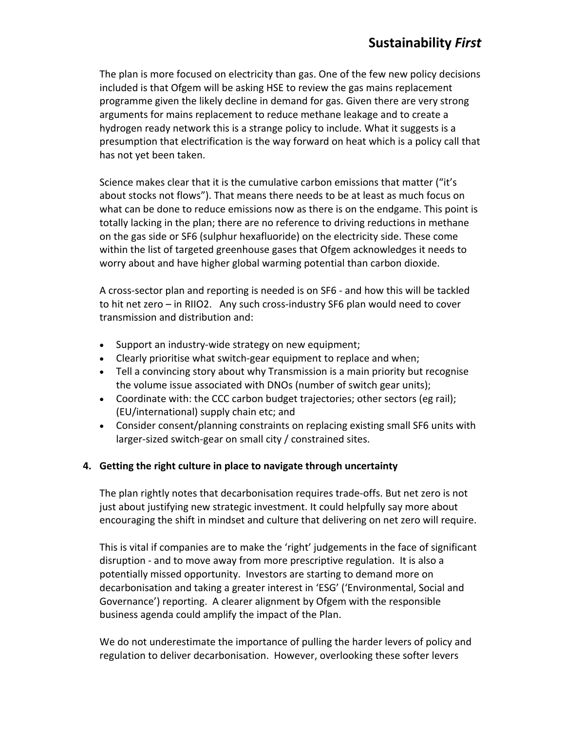The plan is more focused on electricity than gas. One of the few new policy decisions included is that Ofgem will be asking HSE to review the gas mains replacement programme given the likely decline in demand for gas. Given there are very strong arguments for mains replacement to reduce methane leakage and to create a hydrogen ready network this is a strange policy to include. What it suggests is a presumption that electrification is the way forward on heat which is a policy call that has not yet been taken.

Science makes clear that it is the cumulative carbon emissions that matter ("it's about stocks not flows"). That means there needs to be at least as much focus on what can be done to reduce emissions now as there is on the endgame. This point is totally lacking in the plan; there are no reference to driving reductions in methane on the gas side or SF6 (sulphur hexafluoride) on the electricity side. These come within the list of targeted greenhouse gases that Ofgem acknowledges it needs to worry about and have higher global warming potential than carbon dioxide.

A cross-sector plan and reporting is needed is on SF6 - and how this will be tackled to hit net zero – in RIIO2. Any such cross-industry SF6 plan would need to cover transmission and distribution and:

- Support an industry-wide strategy on new equipment;
- Clearly prioritise what switch-gear equipment to replace and when;
- Tell a convincing story about why Transmission is a main priority but recognise the volume issue associated with DNOs (number of switch gear units);
- Coordinate with: the CCC carbon budget trajectories; other sectors (eg rail); (EU/international) supply chain etc; and
- Consider consent/planning constraints on replacing existing small SF6 units with larger-sized switch-gear on small city / constrained sites.

**4. Getting the right culture in place to navigate through uncertainty**

The plan rightly notes that decarbonisation requires trade-offs. But net zero is not just about justifying new strategic investment. It could helpfully say more about encouraging the shift in mindset and culture that delivering on net zero will require.

This is vital if companies are to make the 'right' judgements in the face of significant disruption - and to move away from more prescriptive regulation. It is also a potentially missed opportunity. Investors are starting to demand more on decarbonisation and taking a greater interest in 'ESG' ('Environmental, Social and Governance') reporting. A clearer alignment by Ofgem with the responsible business agenda could amplify the impact of the Plan.

We do not underestimate the importance of pulling the harder levers of policy and regulation to deliver decarbonisation. However, overlooking these softer levers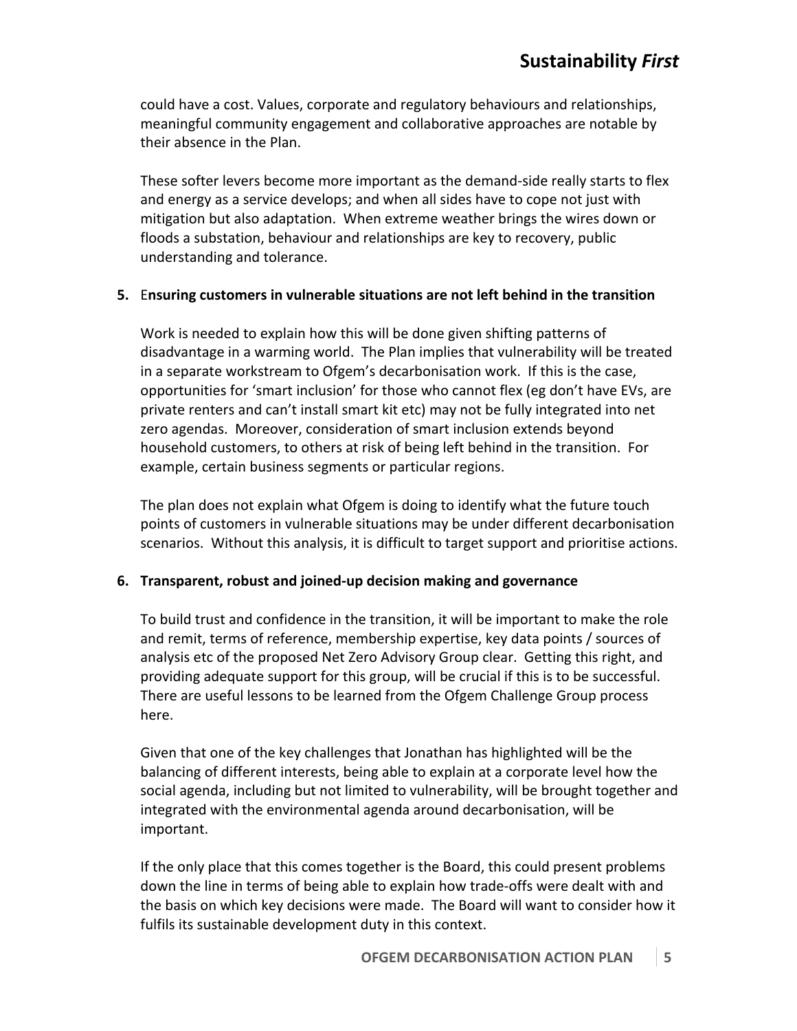could have a cost. Values, corporate and regulatory behaviours and relationships, meaningful community engagement and collaborative approaches are notable by their absence in the Plan.

These softer levers become more important as the demand-side really starts to flex and energy as a service develops; and when all sides have to cope not just with mitigation but also adaptation. When extreme weather brings the wires down or floods a substation, behaviour and relationships are key to recovery, public understanding and tolerance.

**5. Ensuring customers in vulnerable situations are not left behind in the transition**

Work is needed to explain how this will be done given shifting patterns of disadvantage in a warming world. The Plan implies that vulnerability will be treated in a separate workstream to Ofgem's decarbonisation work. If this is the case, opportunities for 'smart inclusion' for those who cannot flex (eg don't have EVs, are private renters and can't install smart kit etc) may not be fully integrated into net zero agendas. Moreover, consideration of smart inclusion extends beyond household customers, to others at risk of being left behind in the transition. For example, certain business segments or particular regions.

The plan does not explain what Ofgem is doing to identify what the future touch points of customers in vulnerable situations may be under different decarbonisation scenarios. Without this analysis, it is difficult to target support and prioritise actions.

**6. Transparent, robust and joined-up decision making and governance**

To build trust and confidence in the transition, it will be important to make the role and remit, terms of reference, membership expertise, key data points / sources of analysis etc of the proposed Net Zero Advisory Group clear. Getting this right, and providing adequate support for this group, will be crucial if this is to be successful. There are useful lessons to be learned from the Ofgem Challenge Group process here.

Given that one of the key challenges that Jonathan has highlighted will be the balancing of different interests, being able to explain at a corporate level how the social agenda, including but not limited to vulnerability, will be brought together and integrated with the environmental agenda around decarbonisation, will be important.

If the only place that this comes together is the Board, this could present problems down the line in terms of being able to explain how trade-offs were dealt with and the basis on which key decisions were made. The Board will want to consider how it fulfils its sustainable development duty in this context.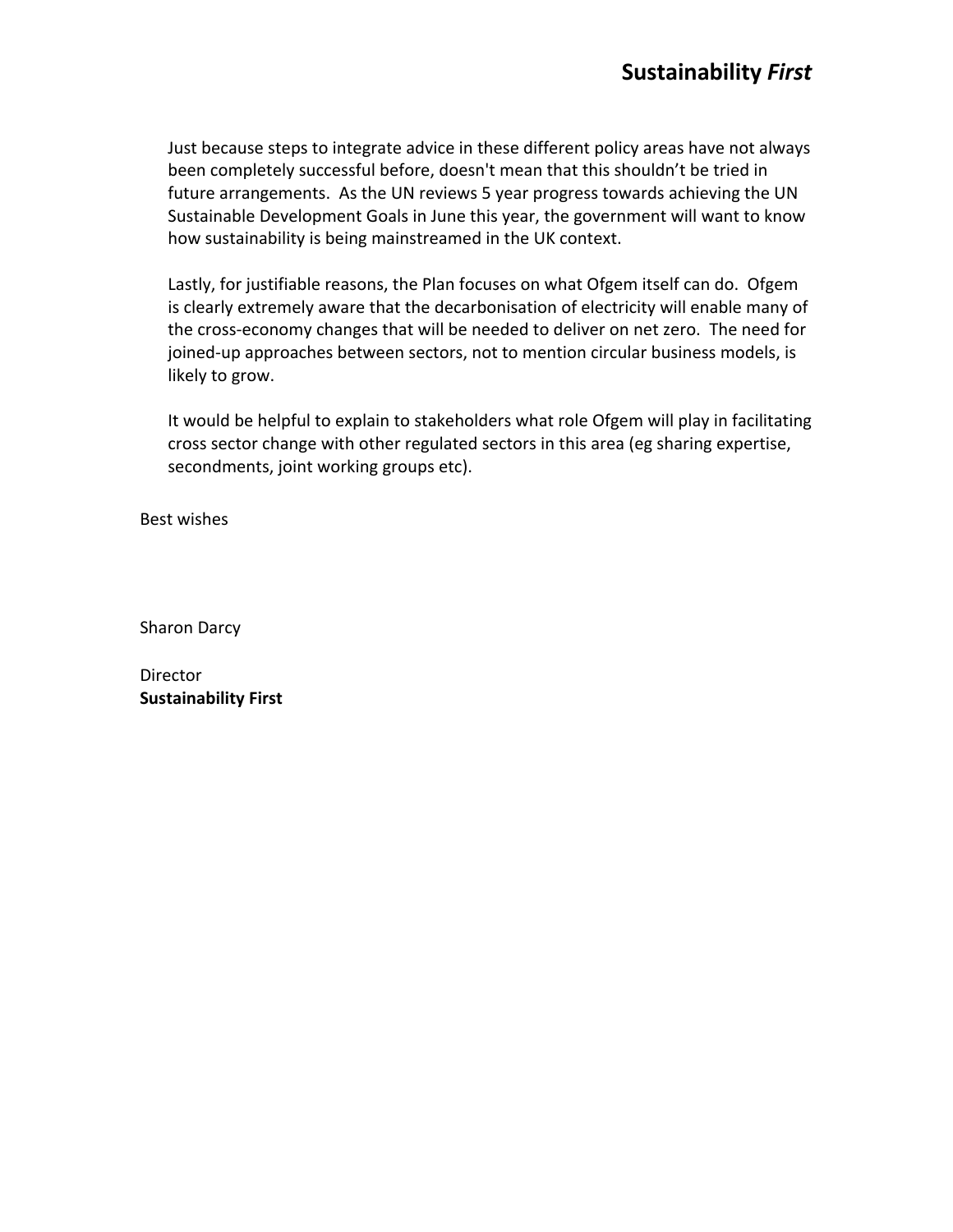Just because steps to integrate advice in these different policy areas have not always been completely successful before, doesn't mean that this shouldn't be tried in future arrangements. As the UN reviews 5 year progress towards achieving the UN Sustainable Development Goals in June this year, the government will want to know how sustainability is being mainstreamed in the UK context.

Lastly, for justifiable reasons, the Plan focuses on what Ofgem itself can do. Ofgem is clearly extremely aware that the decarbonisation of electricity will enable many of the cross-economy changes that will be needed to deliver on net zero. The need for joined-up approaches between sectors, not to mention circular business models, is likely to grow.

It would be helpful to explain to stakeholders what role Ofgem will play in facilitating cross sector change with other regulated sectors in this area (eg sharing expertise, secondments, joint working groups etc).

Best wishes

Sharon Darcy

Director
**Sustainability First**